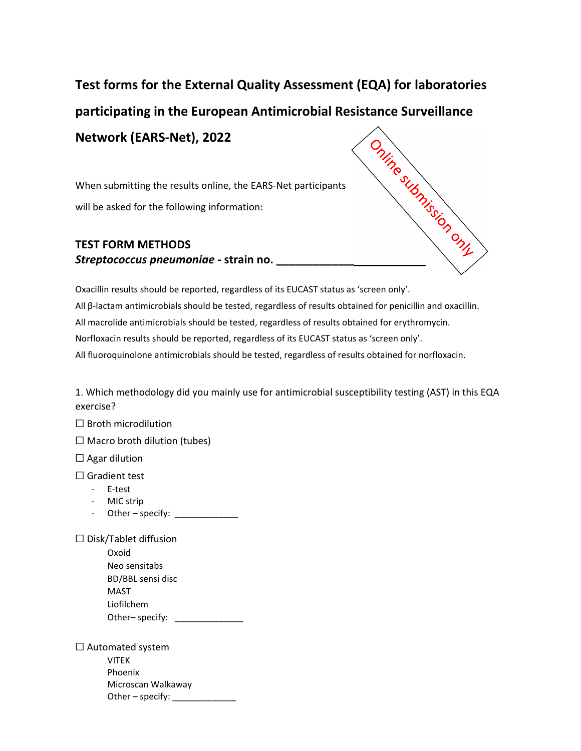# Test forms for the External Quality Assessment (EQA) for laboratories participating in the European Antimicrobial Resistance Surveillance Network (EARS-Net), 2022

Online submission only

When submitting the results online, the EARS-Net participants will be asked for the following information:

## TEST FORM METHODS

***Streptococcus pneumoniae*** **- strain no. ________________________**

Oxacillin results should be reported, regardless of its EUCAST status as 'screen only'.

All β-lactam antimicrobials should be tested, regardless of results obtained for penicillin and oxacillin.

All macrolide antimicrobials should be tested, regardless of results obtained for erythromycin.

Norfloxacin results should be reported, regardless of its EUCAST status as 'screen only'.

All fluoroquinolone antimicrobials should be tested, regardless of results obtained for norfloxacin.

1. Which methodology did you mainly use for antimicrobial susceptibility testing (AST) in this EQA exercise?

☐ Broth microdilution

☐ Macro broth dilution (tubes)

☐ Agar dilution

☐ Gradient test

- E-test
- MIC strip
- Other – specify: _____________

☐ Disk/Tablet diffusion

Oxoid
Neo sensitabs
BD/BBL sensi disc
MAST
Liofilchem
Other– specify: ______________

☐ Automated system

VITEK
Phoenix
Microscan Walkaway
Other – specify: _____________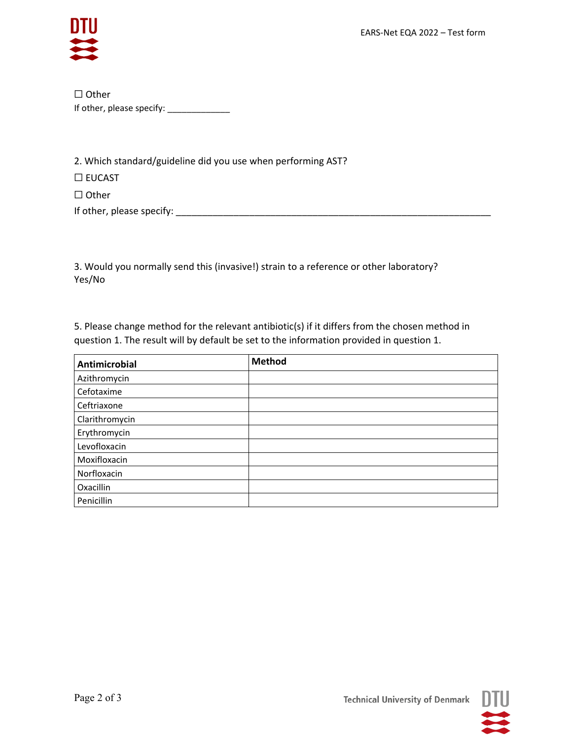☐ Other

If other, please specify: _____________

2. Which standard/guideline did you use when performing AST?

☐ EUCAST

☐ Other

If other, please specify: _________________________________________________________________

3. Would you normally send this (invasive!) strain to a reference or other laboratory?
Yes/No

5. Please change method for the relevant antibiotic(s) if it differs from the chosen method in question 1. The result will by default be set to the information provided in question 1.

| **Antimicrobial** | **Method** |
| --- | --- |
| Azithromycin | |
| Cefotaxime | |
| Ceftriaxone | |
| Clarithromycin | |
| Erythromycin | |
| Levofloxacin | |
| Moxifloxacin | |
| Norfloxacin | |
| Oxacillin | |
| Penicillin | |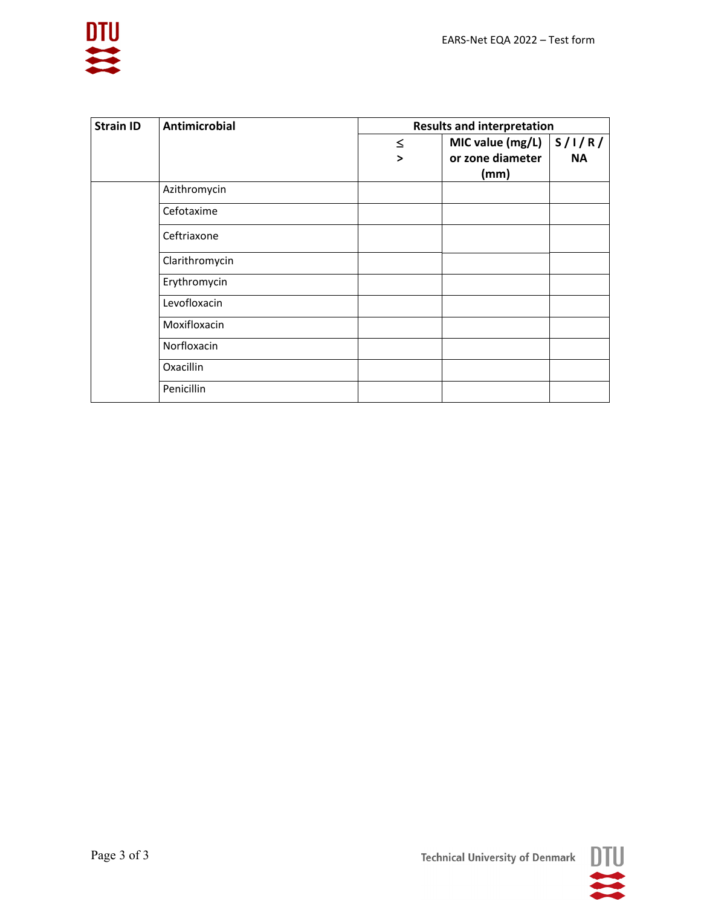| Strain ID | Antimicrobial | Results and interpretation | | |
|---|---|---|---|---|
| | | ≤ > | MIC value (mg/L) or zone diameter (mm) | S / I / R / NA |
| | Azithromycin | | | |
| | Cefotaxime | | | |
| | Ceftriaxone | | | |
| | Clarithromycin | | | |
| | Erythromycin | | | |
| | Levofloxacin | | | |
| | Moxifloxacin | | | |
| | Norfloxacin | | | |
| | Oxacillin | | | |
| | Penicillin | | | |